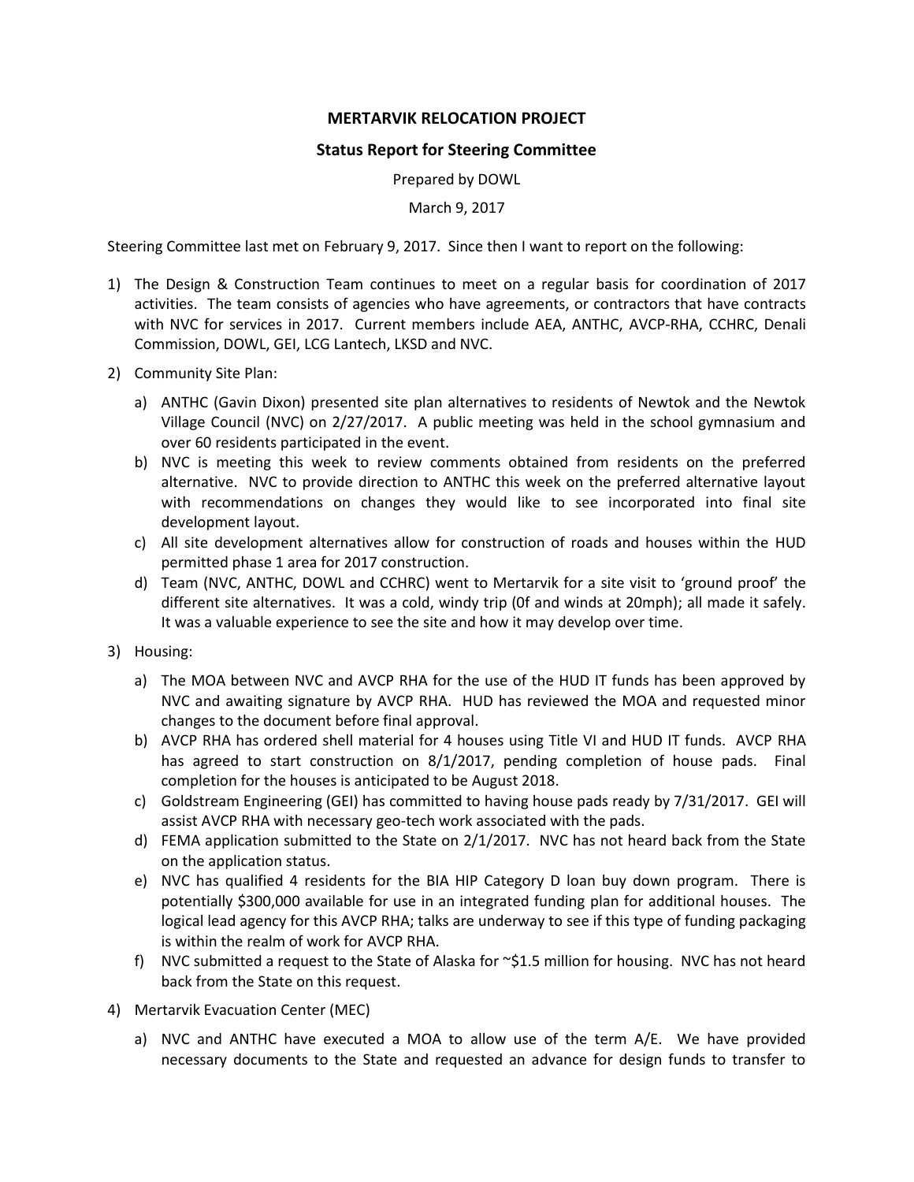**MERTARVIK RELOCATION PROJECT**

**Status Report for Steering Committee**

Prepared by DOWL

March 9, 2017

Steering Committee last met on February 9, 2017. Since then I want to report on the following:

1) The Design & Construction Team continues to meet on a regular basis for coordination of 2017 activities. The team consists of agencies who have agreements, or contractors that have contracts with NVC for services in 2017. Current members include AEA, ANTHC, AVCP-RHA, CCHRC, Denali Commission, DOWL, GEI, LCG Lantech, LKSD and NVC.

2) Community Site Plan:

   a) ANTHC (Gavin Dixon) presented site plan alternatives to residents of Newtok and the Newtok Village Council (NVC) on 2/27/2017. A public meeting was held in the school gymnasium and over 60 residents participated in the event.

   b) NVC is meeting this week to review comments obtained from residents on the preferred alternative. NVC to provide direction to ANTHC this week on the preferred alternative layout with recommendations on changes they would like to see incorporated into final site development layout.

   c) All site development alternatives allow for construction of roads and houses within the HUD permitted phase 1 area for 2017 construction.

   d) Team (NVC, ANTHC, DOWL and CCHRC) went to Mertarvik for a site visit to 'ground proof' the different site alternatives. It was a cold, windy trip (0f and winds at 20mph); all made it safely. It was a valuable experience to see the site and how it may develop over time.

3) Housing:

   a) The MOA between NVC and AVCP RHA for the use of the HUD IT funds has been approved by NVC and awaiting signature by AVCP RHA. HUD has reviewed the MOA and requested minor changes to the document before final approval.

   b) AVCP RHA has ordered shell material for 4 houses using Title VI and HUD IT funds. AVCP RHA has agreed to start construction on 8/1/2017, pending completion of house pads. Final completion for the houses is anticipated to be August 2018.

   c) Goldstream Engineering (GEI) has committed to having house pads ready by 7/31/2017. GEI will assist AVCP RHA with necessary geo-tech work associated with the pads.

   d) FEMA application submitted to the State on 2/1/2017. NVC has not heard back from the State on the application status.

   e) NVC has qualified 4 residents for the BIA HIP Category D loan buy down program. There is potentially $300,000 available for use in an integrated funding plan for additional houses. The logical lead agency for this AVCP RHA; talks are underway to see if this type of funding packaging is within the realm of work for AVCP RHA.

   f) NVC submitted a request to the State of Alaska for ~$1.5 million for housing. NVC has not heard back from the State on this request.

4) Mertarvik Evacuation Center (MEC)

   a) NVC and ANTHC have executed a MOA to allow use of the term A/E. We have provided necessary documents to the State and requested an advance for design funds to transfer to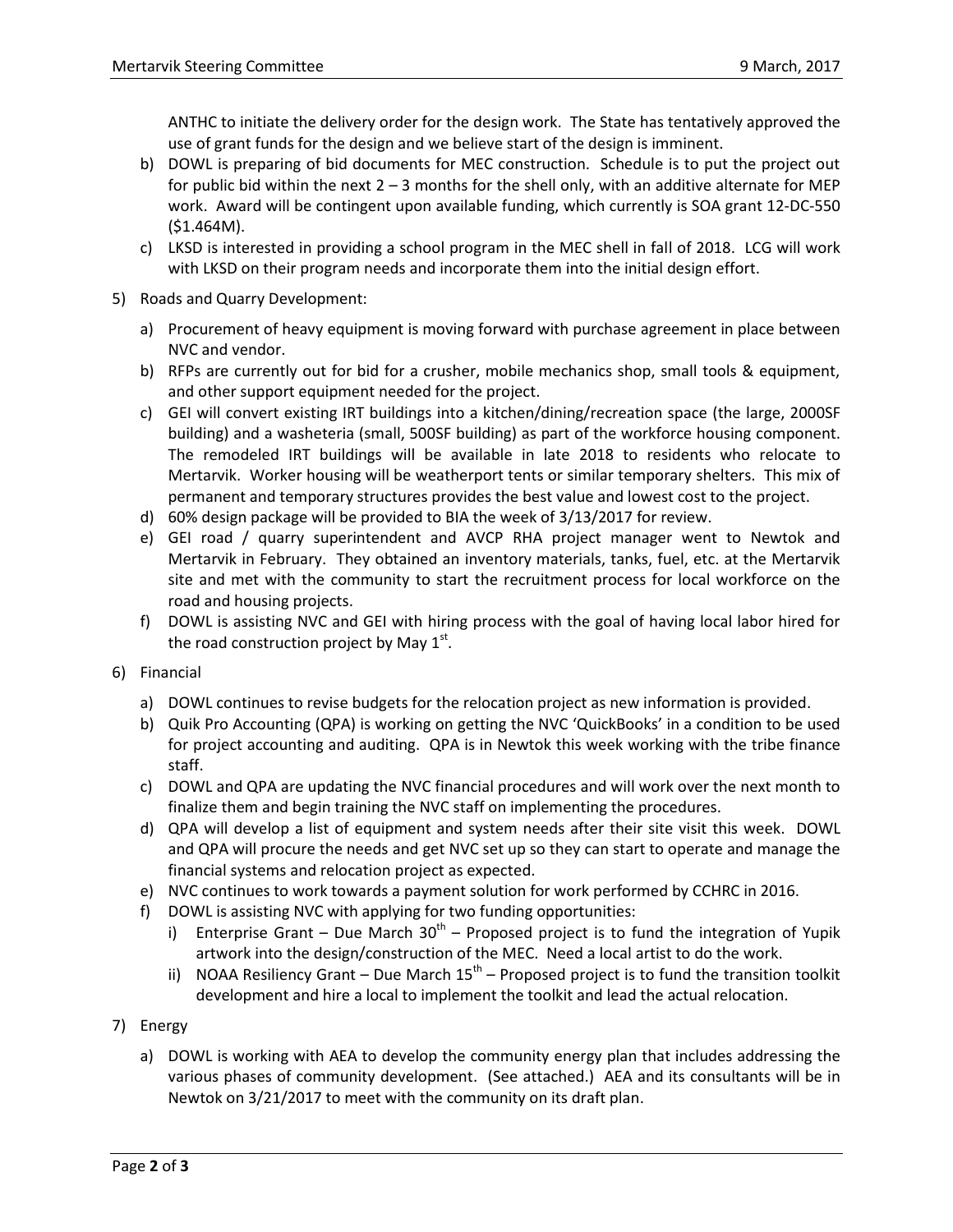ANTHC to initiate the delivery order for the design work. The State has tentatively approved the use of grant funds for the design and we believe start of the design is imminent.

b) DOWL is preparing of bid documents for MEC construction. Schedule is to put the project out for public bid within the next 2 – 3 months for the shell only, with an additive alternate for MEP work. Award will be contingent upon available funding, which currently is SOA grant 12-DC-550 ($1.464M).

c) LKSD is interested in providing a school program in the MEC shell in fall of 2018. LCG will work with LKSD on their program needs and incorporate them into the initial design effort.

5) Roads and Quarry Development:

   a) Procurement of heavy equipment is moving forward with purchase agreement in place between NVC and vendor.

   b) RFPs are currently out for bid for a crusher, mobile mechanics shop, small tools & equipment, and other support equipment needed for the project.

   c) GEI will convert existing IRT buildings into a kitchen/dining/recreation space (the large, 2000SF building) and a washeteria (small, 500SF building) as part of the workforce housing component. The remodeled IRT buildings will be available in late 2018 to residents who relocate to Mertarvik. Worker housing will be weatherport tents or similar temporary shelters. This mix of permanent and temporary structures provides the best value and lowest cost to the project.

   d) 60% design package will be provided to BIA the week of 3/13/2017 for review.

   e) GEI road / quarry superintendent and AVCP RHA project manager went to Newtok and Mertarvik in February. They obtained an inventory materials, tanks, fuel, etc. at the Mertarvik site and met with the community to start the recruitment process for local workforce on the road and housing projects.

   f) DOWL is assisting NVC and GEI with hiring process with the goal of having local labor hired for the road construction project by May 1st.

6) Financial

   a) DOWL continues to revise budgets for the relocation project as new information is provided.

   b) Quik Pro Accounting (QPA) is working on getting the NVC 'QuickBooks' in a condition to be used for project accounting and auditing. QPA is in Newtok this week working with the tribe finance staff.

   c) DOWL and QPA are updating the NVC financial procedures and will work over the next month to finalize them and begin training the NVC staff on implementing the procedures.

   d) QPA will develop a list of equipment and system needs after their site visit this week. DOWL and QPA will procure the needs and get NVC set up so they can start to operate and manage the financial systems and relocation project as expected.

   e) NVC continues to work towards a payment solution for work performed by CCHRC in 2016.

   f) DOWL is assisting NVC with applying for two funding opportunities:

      i) Enterprise Grant – Due March 30th – Proposed project is to fund the integration of Yupik artwork into the design/construction of the MEC. Need a local artist to do the work.

      ii) NOAA Resiliency Grant – Due March 15th – Proposed project is to fund the transition toolkit development and hire a local to implement the toolkit and lead the actual relocation.

7) Energy

   a) DOWL is working with AEA to develop the community energy plan that includes addressing the various phases of community development. (See attached.) AEA and its consultants will be in Newtok on 3/21/2017 to meet with the community on its draft plan.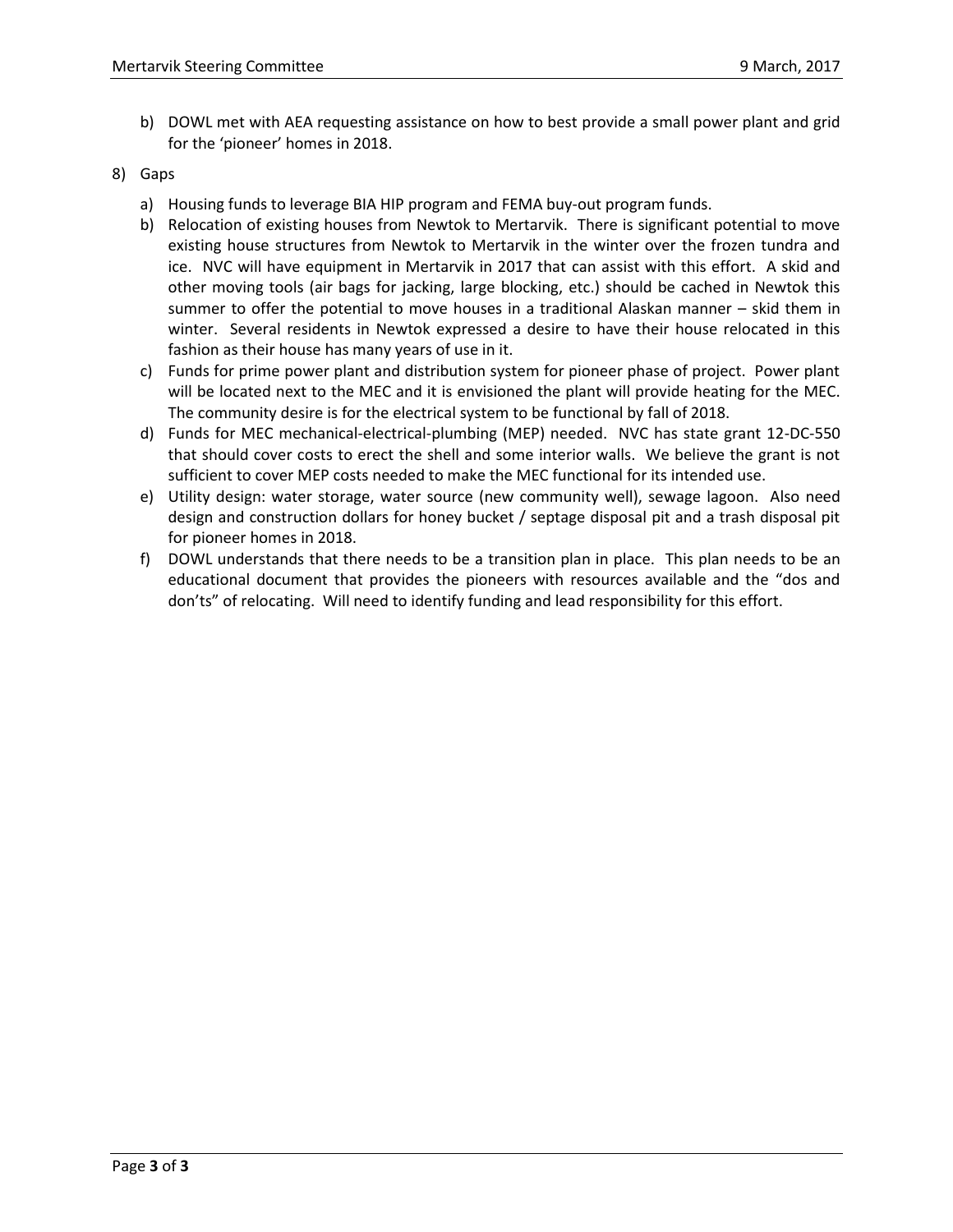b) DOWL met with AEA requesting assistance on how to best provide a small power plant and grid for the 'pioneer' homes in 2018.

8) Gaps

   a) Housing funds to leverage BIA HIP program and FEMA buy-out program funds.
   b) Relocation of existing houses from Newtok to Mertarvik. There is significant potential to move existing house structures from Newtok to Mertarvik in the winter over the frozen tundra and ice. NVC will have equipment in Mertarvik in 2017 that can assist with this effort. A skid and other moving tools (air bags for jacking, large blocking, etc.) should be cached in Newtok this summer to offer the potential to move houses in a traditional Alaskan manner – skid them in winter. Several residents in Newtok expressed a desire to have their house relocated in this fashion as their house has many years of use in it.
   c) Funds for prime power plant and distribution system for pioneer phase of project. Power plant will be located next to the MEC and it is envisioned the plant will provide heating for the MEC. The community desire is for the electrical system to be functional by fall of 2018.
   d) Funds for MEC mechanical-electrical-plumbing (MEP) needed. NVC has state grant 12-DC-550 that should cover costs to erect the shell and some interior walls. We believe the grant is not sufficient to cover MEP costs needed to make the MEC functional for its intended use.
   e) Utility design: water storage, water source (new community well), sewage lagoon. Also need design and construction dollars for honey bucket / septage disposal pit and a trash disposal pit for pioneer homes in 2018.
   f) DOWL understands that there needs to be a transition plan in place. This plan needs to be an educational document that provides the pioneers with resources available and the "dos and don'ts" of relocating. Will need to identify funding and lead responsibility for this effort.